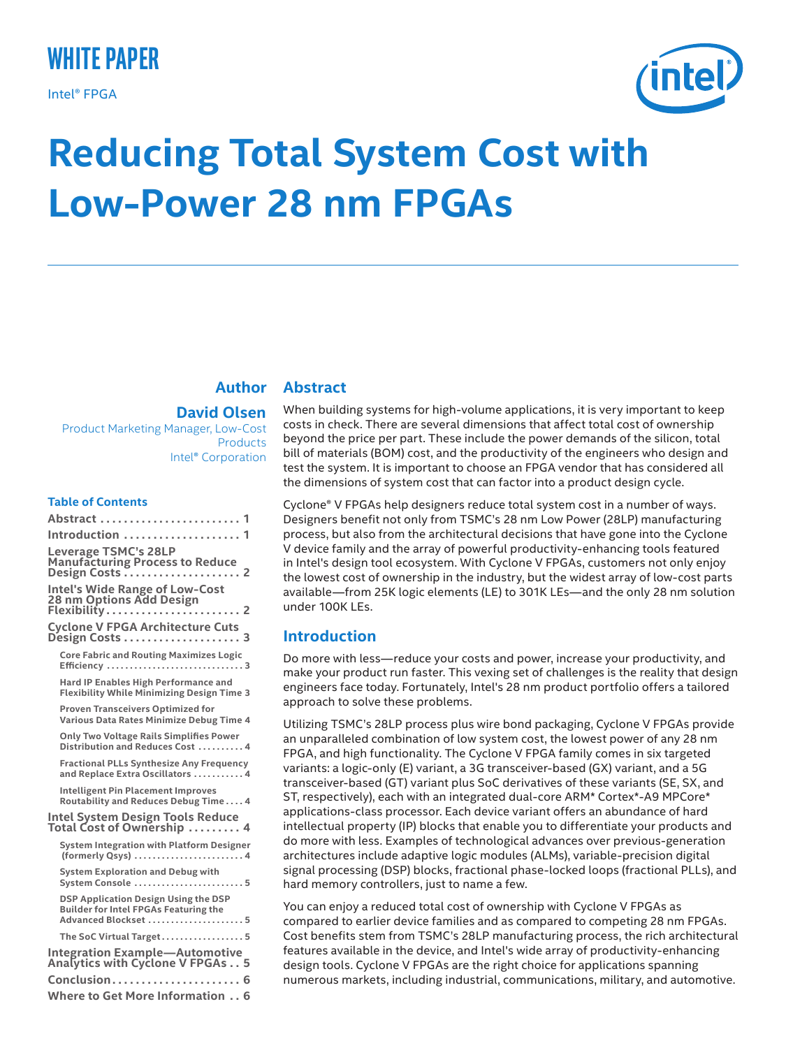WHITE PAPER

Intel® FPGA

# Reducing Total System Cost with Low-Power 28 nm FPGAs

**Author**

**David Olsen**
Product Marketing Manager, Low-Cost Products
Intel® Corporation

**Table of Contents**

- Abstract . . . . . . . . . . . . . . . . . . . . . . . . 1
- Introduction . . . . . . . . . . . . . . . . . . . . 1
- Leverage TSMC's 28LP Manufacturing Process to Reduce Design Costs . . . . . . . . . . . . . . . . . . . . 2
- Intel's Wide Range of Low-Cost 28 nm Options Add Design Flexibility . . . . . . . . . . . . . . . . . . . . . . . 2
- Cyclone V FPGA Architecture Cuts Design Costs . . . . . . . . . . . . . . . . . . . . 3
  - Core Fabric and Routing Maximizes Logic Efficiency . . . . . . . . . . . . . . . . . . . . . . . . . . . . . 3
  - Hard IP Enables High Performance and Flexibility While Minimizing Design Time 3
  - Proven Transceivers Optimized for Various Data Rates Minimize Debug Time 4
  - Only Two Voltage Rails Simplifies Power Distribution and Reduces Cost . . . . . . . . . . 4
  - Fractional PLLs Synthesize Any Frequency and Replace Extra Oscillators . . . . . . . . . . . 4
  - Intelligent Pin Placement Improves Routability and Reduces Debug Time . . . . 4
- Intel System Design Tools Reduce Total Cost of Ownership . . . . . . . . . 4
  - System Integration with Platform Designer (formerly Qsys) . . . . . . . . . . . . . . . . . . . . . . . . 4
  - System Exploration and Debug with System Console . . . . . . . . . . . . . . . . . . . . . . . 5
  - DSP Application Design Using the DSP Builder for Intel FPGAs Featuring the Advanced Blockset . . . . . . . . . . . . . . . . . . . . . 5
  - The SoC Virtual Target . . . . . . . . . . . . . . . . . . 5
- Integration Example—Automotive Analytics with Cyclone V FPGAs . . 5
- Conclusion . . . . . . . . . . . . . . . . . . . . . . 6
- Where to Get More Information . . 6

## Abstract

When building systems for high-volume applications, it is very important to keep costs in check. There are several dimensions that affect total cost of ownership beyond the price per part. These include the power demands of the silicon, total bill of materials (BOM) cost, and the productivity of the engineers who design and test the system. It is important to choose an FPGA vendor that has considered all the dimensions of system cost that can factor into a product design cycle.

Cyclone® V FPGAs help designers reduce total system cost in a number of ways. Designers benefit not only from TSMC's 28 nm Low Power (28LP) manufacturing process, but also from the architectural decisions that have gone into the Cyclone V device family and the array of powerful productivity-enhancing tools featured in Intel's design tool ecosystem. With Cyclone V FPGAs, customers not only enjoy the lowest cost of ownership in the industry, but the widest array of low-cost parts available—from 25K logic elements (LE) to 301K LEs—and the only 28 nm solution under 100K LEs.

## Introduction

Do more with less—reduce your costs and power, increase your productivity, and make your product run faster. This vexing set of challenges is the reality that design engineers face today. Fortunately, Intel's 28 nm product portfolio offers a tailored approach to solve these problems.

Utilizing TSMC's 28LP process plus wire bond packaging, Cyclone V FPGAs provide an unparalleled combination of low system cost, the lowest power of any 28 nm FPGA, and high functionality. The Cyclone V FPGA family comes in six targeted variants: a logic-only (E) variant, a 3G transceiver-based (GX) variant, and a 5G transceiver-based (GT) variant plus SoC derivatives of these variants (SE, SX, and ST, respectively), each with an integrated dual-core ARM* Cortex*-A9 MPCore* applications-class processor. Each device variant offers an abundance of hard intellectual property (IP) blocks that enable you to differentiate your products and do more with less. Examples of technological advances over previous-generation architectures include adaptive logic modules (ALMs), variable-precision digital signal processing (DSP) blocks, fractional phase-locked loops (fractional PLLs), and hard memory controllers, just to name a few.

You can enjoy a reduced total cost of ownership with Cyclone V FPGAs as compared to earlier device families and as compared to competing 28 nm FPGAs. Cost benefits stem from TSMC's 28LP manufacturing process, the rich architectural features available in the device, and Intel's wide array of productivity-enhancing design tools. Cyclone V FPGAs are the right choice for applications spanning numerous markets, including industrial, communications, military, and automotive.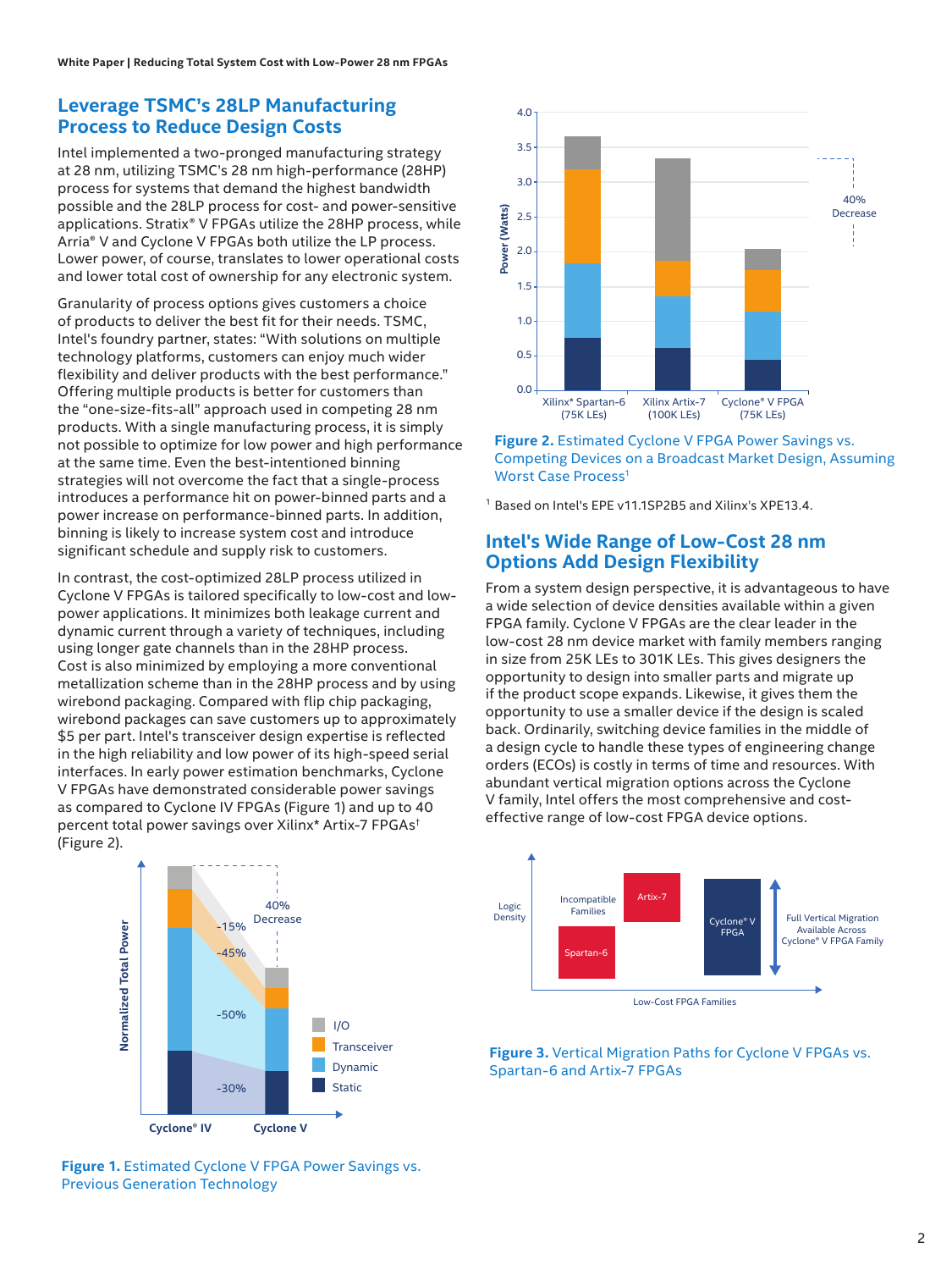## Leverage TSMC's 28LP Manufacturing Process to Reduce Design Costs

Intel implemented a two-pronged manufacturing strategy at 28 nm, utilizing TSMC's 28 nm high-performance (28HP) process for systems that demand the highest bandwidth possible and the 28LP process for cost- and power-sensitive applications. Stratix® V FPGAs utilize the 28HP process, while Arria® V and Cyclone V FPGAs both utilize the LP process. Lower power, of course, translates to lower operational costs and lower total cost of ownership for any electronic system.

Granularity of process options gives customers a choice of products to deliver the best fit for their needs. TSMC, Intel's foundry partner, states: "With solutions on multiple technology platforms, customers can enjoy much wider flexibility and deliver products with the best performance." Offering multiple products is better for customers than the "one-size-fits-all" approach used in competing 28 nm products. With a single manufacturing process, it is simply not possible to optimize for low power and high performance at the same time. Even the best-intentioned binning strategies will not overcome the fact that a single-process introduces a performance hit on power-binned parts and a power increase on performance-binned parts. In addition, binning is likely to increase system cost and introduce significant schedule and supply risk to customers.

In contrast, the cost-optimized 28LP process utilized in Cyclone V FPGAs is tailored specifically to low-cost and low-power applications. It minimizes both leakage current and dynamic current through a variety of techniques, including using longer gate channels than in the 28HP process. Cost is also minimized by employing a more conventional metallization scheme than in the 28HP process and by using wirebond packaging. Compared with flip chip packaging, wirebond packages can save customers up to approximately $5 per part. Intel's transceiver design expertise is reflected in the high reliability and low power of its high-speed serial interfaces. In early power estimation benchmarks, Cyclone V FPGAs have demonstrated considerable power savings as compared to Cyclone IV FPGAs (Figure 1) and up to 40 percent total power savings over Xilinx* Artix-7 FPGAs† (Figure 2).

**Figure 1.** Estimated Cyclone V FPGA Power Savings vs. Previous Generation Technology

**Figure 2.** Estimated Cyclone V FPGA Power Savings vs. Competing Devices on a Broadcast Market Design, Assuming Worst Case Process[1]

[1] Based on Intel's EPE v11.1SP2B5 and Xilinx's XPE13.4.

## Intel's Wide Range of Low-Cost 28 nm Options Add Design Flexibility

From a system design perspective, it is advantageous to have a wide selection of device densities available within a given FPGA family. Cyclone V FPGAs are the clear leader in the low-cost 28 nm device market with family members ranging in size from 25K LEs to 301K LEs. This gives designers the opportunity to design into smaller parts and migrate up if the product scope expands. Likewise, it gives them the opportunity to use a smaller device if the design is scaled back. Ordinarily, switching device families in the middle of a design cycle to handle these types of engineering change orders (ECOs) is costly in terms of time and resources. With abundant vertical migration options across the Cyclone V family, Intel offers the most comprehensive and cost-effective range of low-cost FPGA device options.

**Figure 3.** Vertical Migration Paths for Cyclone V FPGAs vs. Spartan-6 and Artix-7 FPGAs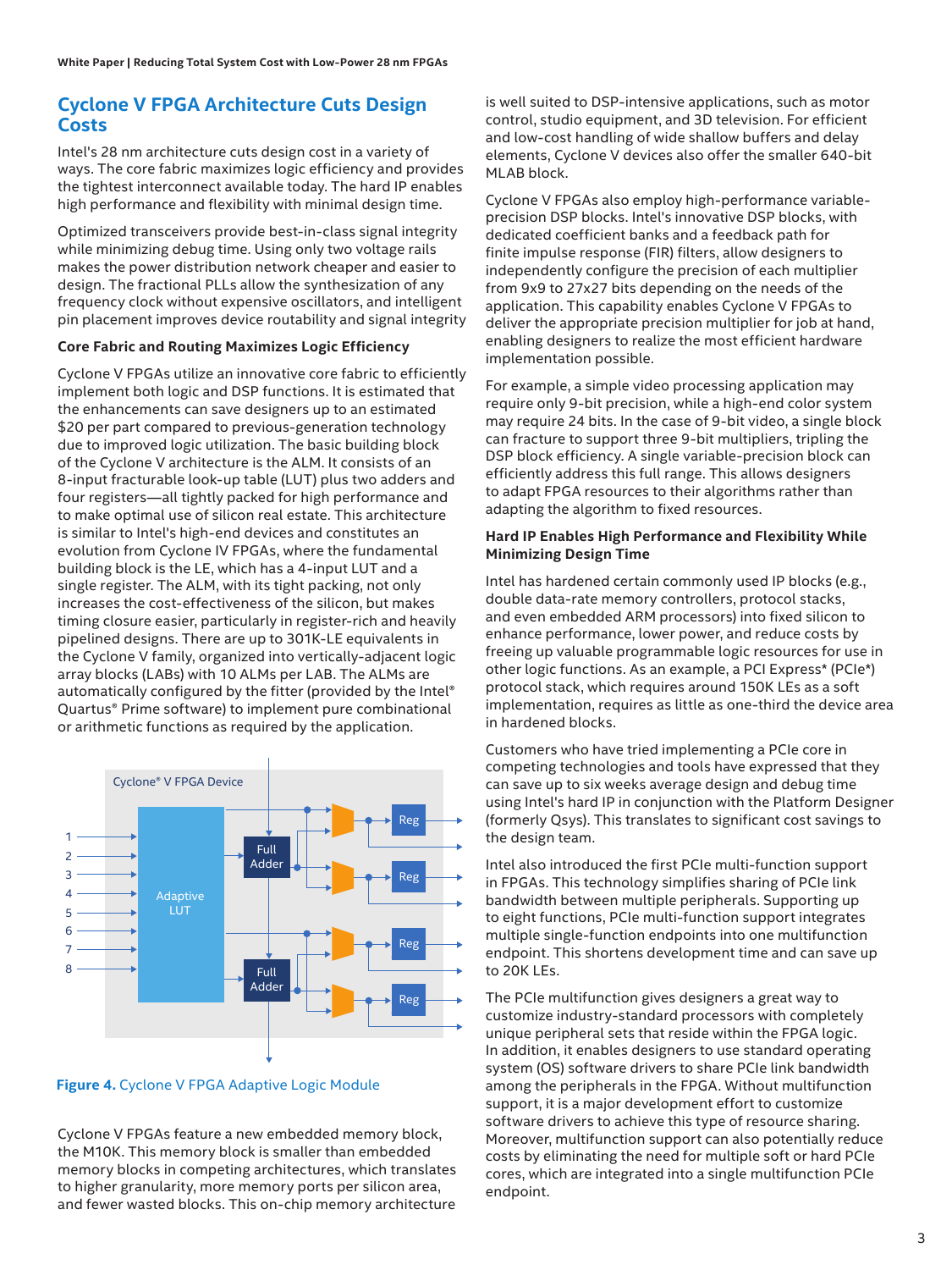## Cyclone V FPGA Architecture Cuts Design Costs

Intel's 28 nm architecture cuts design cost in a variety of ways. The core fabric maximizes logic efficiency and provides the tightest interconnect available today. The hard IP enables high performance and flexibility with minimal design time.

Optimized transceivers provide best-in-class signal integrity while minimizing debug time. Using only two voltage rails makes the power distribution network cheaper and easier to design. The fractional PLLs allow the synthesization of any frequency clock without expensive oscillators, and intelligent pin placement improves device routability and signal integrity

### Core Fabric and Routing Maximizes Logic Efficiency

Cyclone V FPGAs utilize an innovative core fabric to efficiently implement both logic and DSP functions. It is estimated that the enhancements can save designers up to an estimated $20 per part compared to previous-generation technology due to improved logic utilization. The basic building block of the Cyclone V architecture is the ALM. It consists of an 8-input fracturable look-up table (LUT) plus two adders and four registers—all tightly packed for high performance and to make optimal use of silicon real estate. This architecture is similar to Intel's high-end devices and constitutes an evolution from Cyclone IV FPGAs, where the fundamental building block is the LE, which has a 4-input LUT and a single register. The ALM, with its tight packing, not only increases the cost-effectiveness of the silicon, but makes timing closure easier, particularly in register-rich and heavily pipelined designs. There are up to 301K-LE equivalents in the Cyclone V family, organized into vertically-adjacent logic array blocks (LABs) with 10 ALMs per LAB. The ALMs are automatically configured by the fitter (provided by the Intel® Quartus® Prime software) to implement pure combinational or arithmetic functions as required by the application.

**Figure 4.** Cyclone V FPGA Adaptive Logic Module

Cyclone V FPGAs feature a new embedded memory block, the M10K. This memory block is smaller than embedded memory blocks in competing architectures, which translates to higher granularity, more memory ports per silicon area, and fewer wasted blocks. This on-chip memory architecture is well suited to DSP-intensive applications, such as motor control, studio equipment, and 3D television. For efficient and low-cost handling of wide shallow buffers and delay elements, Cyclone V devices also offer the smaller 640-bit MLAB block.

Cyclone V FPGAs also employ high-performance variable-precision DSP blocks. Intel's innovative DSP blocks, with dedicated coefficient banks and a feedback path for finite impulse response (FIR) filters, allow designers to independently configure the precision of each multiplier from 9x9 to 27x27 bits depending on the needs of the application. This capability enables Cyclone V FPGAs to deliver the appropriate precision multiplier for job at hand, enabling designers to realize the most efficient hardware implementation possible.

For example, a simple video processing application may require only 9-bit precision, while a high-end color system may require 24 bits. In the case of 9-bit video, a single block can fracture to support three 9-bit multipliers, tripling the DSP block efficiency. A single variable-precision block can efficiently address this full range. This allows designers to adapt FPGA resources to their algorithms rather than adapting the algorithm to fixed resources.

### Hard IP Enables High Performance and Flexibility While Minimizing Design Time

Intel has hardened certain commonly used IP blocks (e.g., double data-rate memory controllers, protocol stacks, and even embedded ARM processors) into fixed silicon to enhance performance, lower power, and reduce costs by freeing up valuable programmable logic resources for use in other logic functions. As an example, a PCI Express* (PCIe*) protocol stack, which requires around 150K LEs as a soft implementation, requires as little as one-third the device area in hardened blocks.

Customers who have tried implementing a PCIe core in competing technologies and tools have expressed that they can save up to six weeks average design and debug time using Intel's hard IP in conjunction with the Platform Designer (formerly Qsys). This translates to significant cost savings to the design team.

Intel also introduced the first PCIe multi-function support in FPGAs. This technology simplifies sharing of PCIe link bandwidth between multiple peripherals. Supporting up to eight functions, PCIe multi-function support integrates multiple single-function endpoints into one multifunction endpoint. This shortens development time and can save up to 20K LEs.

The PCIe multifunction gives designers a great way to customize industry-standard processors with completely unique peripheral sets that reside within the FPGA logic. In addition, it enables designers to use standard operating system (OS) software drivers to share PCIe link bandwidth among the peripherals in the FPGA. Without multifunction support, it is a major development effort to customize software drivers to achieve this type of resource sharing. Moreover, multifunction support can also potentially reduce costs by eliminating the need for multiple soft or hard PCIe cores, which are integrated into a single multifunction PCIe endpoint.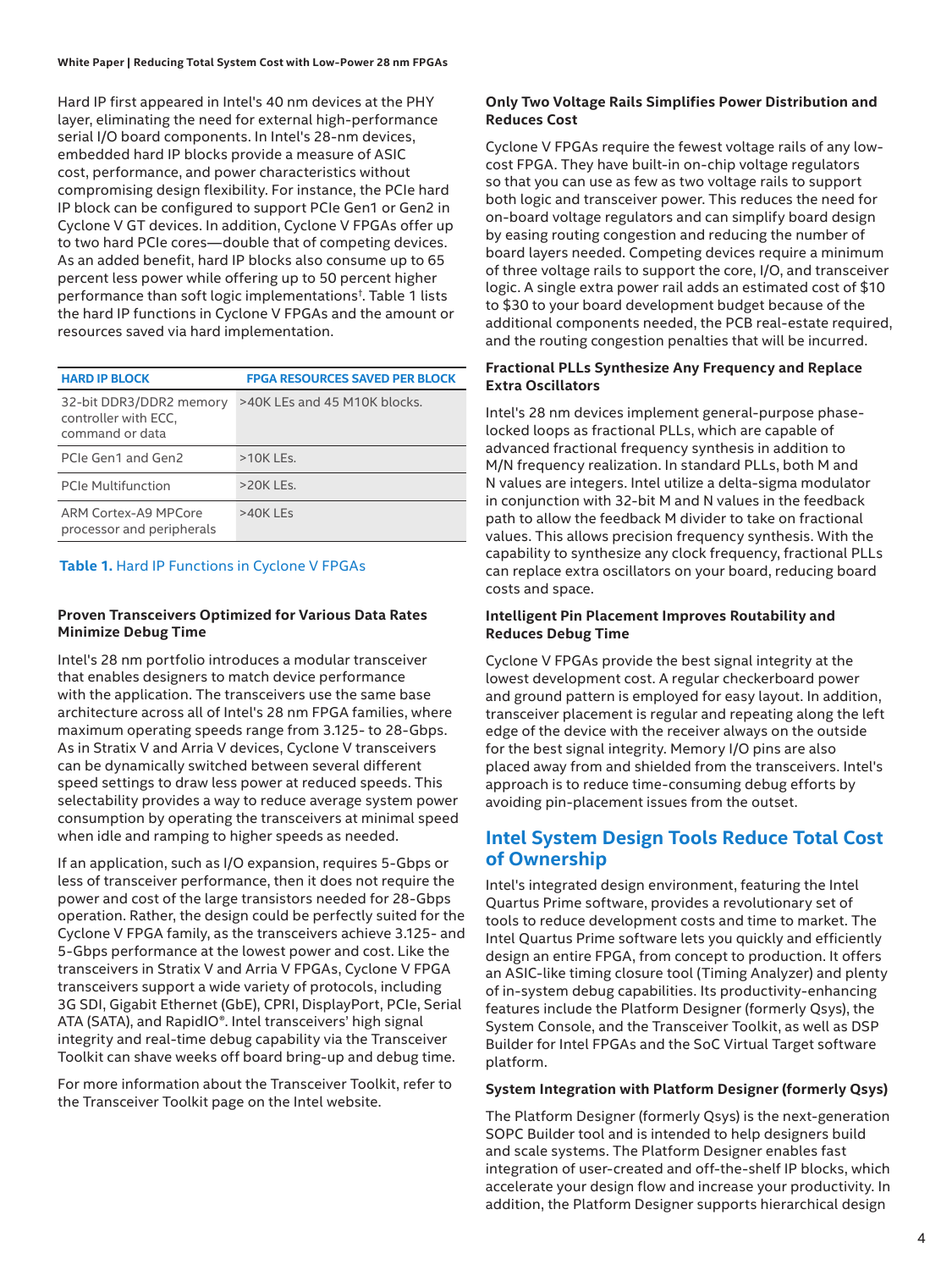Hard IP first appeared in Intel's 40 nm devices at the PHY layer, eliminating the need for external high-performance serial I/O board components. In Intel's 28-nm devices, embedded hard IP blocks provide a measure of ASIC cost, performance, and power characteristics without compromising design flexibility. For instance, the PCIe hard IP block can be configured to support PCIe Gen1 or Gen2 in Cyclone V GT devices. In addition, Cyclone V FPGAs offer up to two hard PCIe cores—double that of competing devices. As an added benefit, hard IP blocks also consume up to 65 percent less power while offering up to 50 percent higher performance than soft logic implementations†. Table 1 lists the hard IP functions in Cyclone V FPGAs and the amount or resources saved via hard implementation.

| HARD IP BLOCK | FPGA RESOURCES SAVED PER BLOCK |
|---|---|
| 32-bit DDR3/DDR2 memory controller with ECC, command or data | >40K LEs and 45 M10K blocks. |
| PCIe Gen1 and Gen2 | >10K LEs. |
| PCIe Multifunction | >20K LEs. |
| ARM Cortex-A9 MPCore processor and peripherals | >40K LEs |

**Table 1.** Hard IP Functions in Cyclone V FPGAs

### Proven Transceivers Optimized for Various Data Rates Minimize Debug Time

Intel's 28 nm portfolio introduces a modular transceiver that enables designers to match device performance with the application. The transceivers use the same base architecture across all of Intel's 28 nm FPGA families, where maximum operating speeds range from 3.125- to 28-Gbps. As in Stratix V and Arria V devices, Cyclone V transceivers can be dynamically switched between several different speed settings to draw less power at reduced speeds. This selectability provides a way to reduce average system power consumption by operating the transceivers at minimal speed when idle and ramping to higher speeds as needed.

If an application, such as I/O expansion, requires 5-Gbps or less of transceiver performance, then it does not require the power and cost of the large transistors needed for 28-Gbps operation. Rather, the design could be perfectly suited for the Cyclone V FPGA family, as the transceivers achieve 3.125- and 5-Gbps performance at the lowest power and cost. Like the transceivers in Stratix V and Arria V FPGAs, Cyclone V FPGA transceivers support a wide variety of protocols, including 3G SDI, Gigabit Ethernet (GbE), CPRI, DisplayPort, PCIe, Serial ATA (SATA), and RapidIO®. Intel transceivers' high signal integrity and real-time debug capability via the Transceiver Toolkit can shave weeks off board bring-up and debug time.

For more information about the Transceiver Toolkit, refer to the Transceiver Toolkit page on the Intel website.

### Only Two Voltage Rails Simplifies Power Distribution and Reduces Cost

Cyclone V FPGAs require the fewest voltage rails of any low-cost FPGA. They have built-in on-chip voltage regulators so that you can use as few as two voltage rails to support both logic and transceiver power. This reduces the need for on-board voltage regulators and can simplify board design by easing routing congestion and reducing the number of board layers needed. Competing devices require a minimum of three voltage rails to support the core, I/O, and transceiver logic. A single extra power rail adds an estimated cost of $10 to $30 to your board development budget because of the additional components needed, the PCB real-estate required, and the routing congestion penalties that will be incurred.

### Fractional PLLs Synthesize Any Frequency and Replace Extra Oscillators

Intel's 28 nm devices implement general-purpose phase-locked loops as fractional PLLs, which are capable of advanced fractional frequency synthesis in addition to M/N frequency realization. In standard PLLs, both M and N values are integers. Intel utilize a delta-sigma modulator in conjunction with 32-bit M and N values in the feedback path to allow the feedback M divider to take on fractional values. This allows precision frequency synthesis. With the capability to synthesize any clock frequency, fractional PLLs can replace extra oscillators on your board, reducing board costs and space.

### Intelligent Pin Placement Improves Routability and Reduces Debug Time

Cyclone V FPGAs provide the best signal integrity at the lowest development cost. A regular checkerboard power and ground pattern is employed for easy layout. In addition, transceiver placement is regular and repeating along the left edge of the device with the receiver always on the outside for the best signal integrity. Memory I/O pins are also placed away from and shielded from the transceivers. Intel's approach is to reduce time-consuming debug efforts by avoiding pin-placement issues from the outset.

## Intel System Design Tools Reduce Total Cost of Ownership

Intel's integrated design environment, featuring the Intel Quartus Prime software, provides a revolutionary set of tools to reduce development costs and time to market. The Intel Quartus Prime software lets you quickly and efficiently design an entire FPGA, from concept to production. It offers an ASIC-like timing closure tool (Timing Analyzer) and plenty of in-system debug capabilities. Its productivity-enhancing features include the Platform Designer (formerly Qsys), the System Console, and the Transceiver Toolkit, as well as DSP Builder for Intel FPGAs and the SoC Virtual Target software platform.

### System Integration with Platform Designer (formerly Qsys)

The Platform Designer (formerly Qsys) is the next-generation SOPC Builder tool and is intended to help designers build and scale systems. The Platform Designer enables fast integration of user-created and off-the-shelf IP blocks, which accelerate your design flow and increase your productivity. In addition, the Platform Designer supports hierarchical design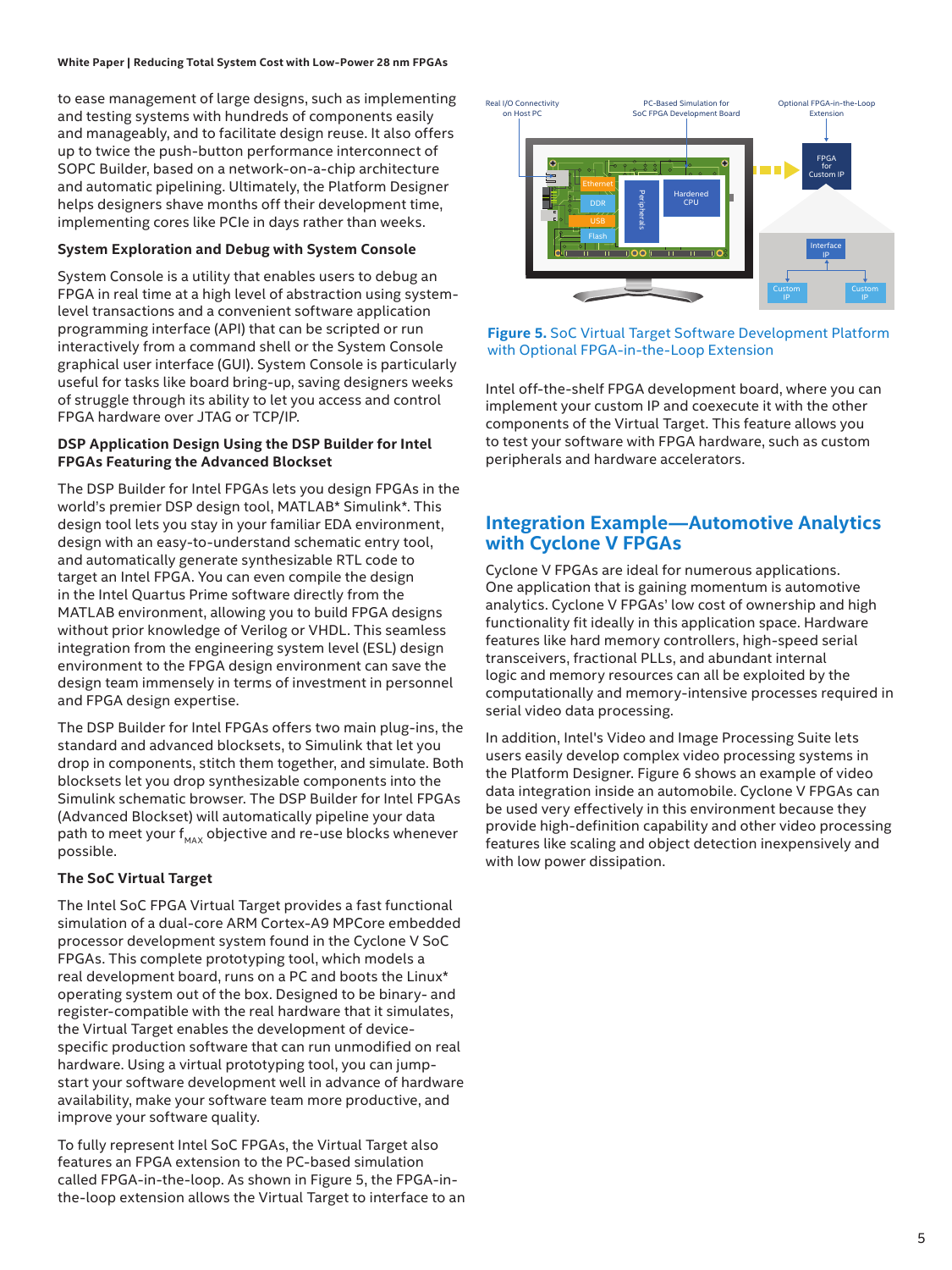to ease management of large designs, such as implementing and testing systems with hundreds of components easily and manageably, and to facilitate design reuse. It also offers up to twice the push-button performance interconnect of SOPC Builder, based on a network-on-a-chip architecture and automatic pipelining. Ultimately, the Platform Designer helps designers shave months off their development time, implementing cores like PCIe in days rather than weeks.

**System Exploration and Debug with System Console**

System Console is a utility that enables users to debug an FPGA in real time at a high level of abstraction using system-level transactions and a convenient software application programming interface (API) that can be scripted or run interactively from a command shell or the System Console graphical user interface (GUI). System Console is particularly useful for tasks like board bring-up, saving designers weeks of struggle through its ability to let you access and control FPGA hardware over JTAG or TCP/IP.

**DSP Application Design Using the DSP Builder for Intel FPGAs Featuring the Advanced Blockset**

The DSP Builder for Intel FPGAs lets you design FPGAs in the world's premier DSP design tool, MATLAB* Simulink*. This design tool lets you stay in your familiar EDA environment, design with an easy-to-understand schematic entry tool, and automatically generate synthesizable RTL code to target an Intel FPGA. You can even compile the design in the Intel Quartus Prime software directly from the MATLAB environment, allowing you to build FPGA designs without prior knowledge of Verilog or VHDL. This seamless integration from the engineering system level (ESL) design environment to the FPGA design environment can save the design team immensely in terms of investment in personnel and FPGA design expertise.

The DSP Builder for Intel FPGAs offers two main plug-ins, the standard and advanced blocksets, to Simulink that let you drop in components, stitch them together, and simulate. Both blocksets let you drop synthesizable components into the Simulink schematic browser. The DSP Builder for Intel FPGAs (Advanced Blockset) will automatically pipeline your data path to meet your $f_{MAX}$ objective and re-use blocks whenever possible.

**The SoC Virtual Target**

The Intel SoC FPGA Virtual Target provides a fast functional simulation of a dual-core ARM Cortex-A9 MPCore embedded processor development system found in the Cyclone V SoC FPGAs. This complete prototyping tool, which models a real development board, runs on a PC and boots the Linux* operating system out of the box. Designed to be binary- and register-compatible with the real hardware that it simulates, the Virtual Target enables the development of device-specific production software that can run unmodified on real hardware. Using a virtual prototyping tool, you can jump-start your software development well in advance of hardware availability, make your software team more productive, and improve your software quality.

To fully represent Intel SoC FPGAs, the Virtual Target also features an FPGA extension to the PC-based simulation called FPGA-in-the-loop. As shown in Figure 5, the FPGA-in-the-loop extension allows the Virtual Target to interface to an Intel off-the-shelf FPGA development board, where you can implement your custom IP and coexecute it with the other components of the Virtual Target. This feature allows you to test your software with FPGA hardware, such as custom peripherals and hardware accelerators.

**Figure 5.** SoC Virtual Target Software Development Platform with Optional FPGA-in-the-Loop Extension

## Integration Example—Automotive Analytics with Cyclone V FPGAs

Cyclone V FPGAs are ideal for numerous applications. One application that is gaining momentum is automotive analytics. Cyclone V FPGAs' low cost of ownership and high functionality fit ideally in this application space. Hardware features like hard memory controllers, high-speed serial transceivers, fractional PLLs, and abundant internal logic and memory resources can all be exploited by the computationally and memory-intensive processes required in serial video data processing.

In addition, Intel's Video and Image Processing Suite lets users easily develop complex video processing systems in the Platform Designer. Figure 6 shows an example of video data integration inside an automobile. Cyclone V FPGAs can be used very effectively in this environment because they provide high-definition capability and other video processing features like scaling and object detection inexpensively and with low power dissipation.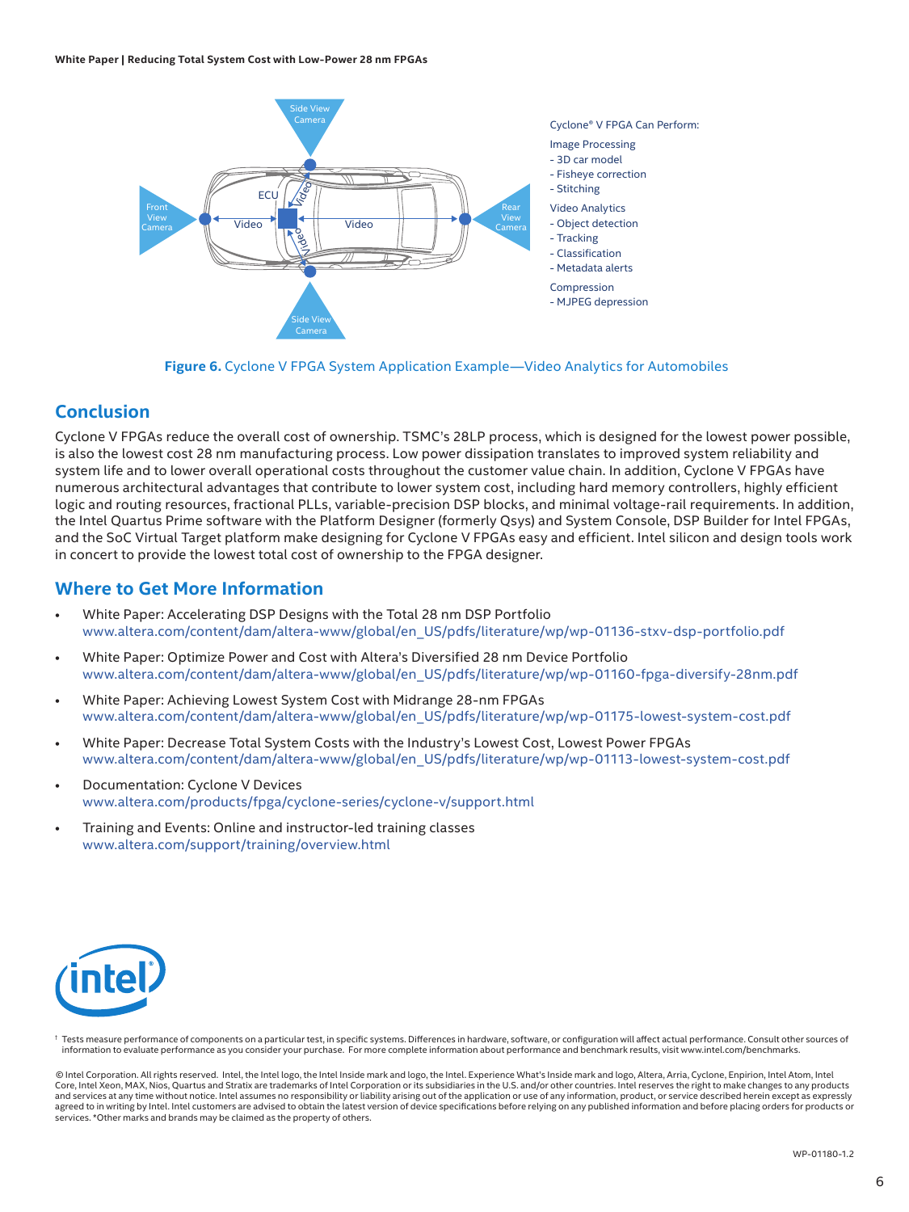Side View Camera

Front View Camera

ECU

Video

Video

Video

Video

Rear View Camera

Side View Camera

Cyclone® V FPGA Can Perform:

Image Processing
- 3D car model
- Fisheye correction
- Stitching

Video Analytics
- Object detection
- Tracking
- Classification
- Metadata alerts

Compression
- MJPEG depression

**Figure 6.** Cyclone V FPGA System Application Example—Video Analytics for Automobiles

## Conclusion

Cyclone V FPGAs reduce the overall cost of ownership. TSMC's 28LP process, which is designed for the lowest power possible, is also the lowest cost 28 nm manufacturing process. Low power dissipation translates to improved system reliability and system life and to lower overall operational costs throughout the customer value chain. In addition, Cyclone V FPGAs have numerous architectural advantages that contribute to lower system cost, including hard memory controllers, highly efficient logic and routing resources, fractional PLLs, variable-precision DSP blocks, and minimal voltage-rail requirements. In addition, the Intel Quartus Prime software with the Platform Designer (formerly Qsys) and System Console, DSP Builder for Intel FPGAs, and the SoC Virtual Target platform make designing for Cyclone V FPGAs easy and efficient. Intel silicon and design tools work in concert to provide the lowest total cost of ownership to the FPGA designer.

## Where to Get More Information

- White Paper: Accelerating DSP Designs with the Total 28 nm DSP Portfolio
  www.altera.com/content/dam/altera-www/global/en_US/pdfs/literature/wp/wp-01136-stxv-dsp-portfolio.pdf
- White Paper: Optimize Power and Cost with Altera's Diversified 28 nm Device Portfolio
  www.altera.com/content/dam/altera-www/global/en_US/pdfs/literature/wp/wp-01160-fpga-diversify-28nm.pdf
- White Paper: Achieving Lowest System Cost with Midrange 28-nm FPGAs
  www.altera.com/content/dam/altera-www/global/en_US/pdfs/literature/wp/wp-01175-lowest-system-cost.pdf
- White Paper: Decrease Total System Costs with the Industry's Lowest Cost, Lowest Power FPGAs
  www.altera.com/content/dam/altera-www/global/en_US/pdfs/literature/wp/wp-01113-lowest-system-cost.pdf
- Documentation: Cyclone V Devices
  www.altera.com/products/fpga/cyclone-series/cyclone-v/support.html
- Training and Events: Online and instructor-led training classes
  www.altera.com/support/training/overview.html

† Tests measure performance of components on a particular test, in specific systems. Differences in hardware, software, or configuration will affect actual performance. Consult other sources of information to evaluate performance as you consider your purchase. For more complete information about performance and benchmark results, visit www.intel.com/benchmarks.

© Intel Corporation. All rights reserved. Intel, the Intel logo, the Intel Inside mark and logo, the Intel. Experience What's Inside mark and logo, Altera, Arria, Cyclone, Enpirion, Intel Atom, Intel Core, Intel Xeon, MAX, Nios, Quartus and Stratix are trademarks of Intel Corporation or its subsidiaries in the U.S. and/or other countries. Intel reserves the right to make changes to any products and services at any time without notice. Intel assumes no responsibility or liability arising out of the application or use of any information, product, or service described herein except as expressly agreed to in writing by Intel. Intel customers are advised to obtain the latest version of device specifications before relying on any published information and before placing orders for products or services. *Other marks and brands may be claimed as the property of others.

WP-01180-1.2